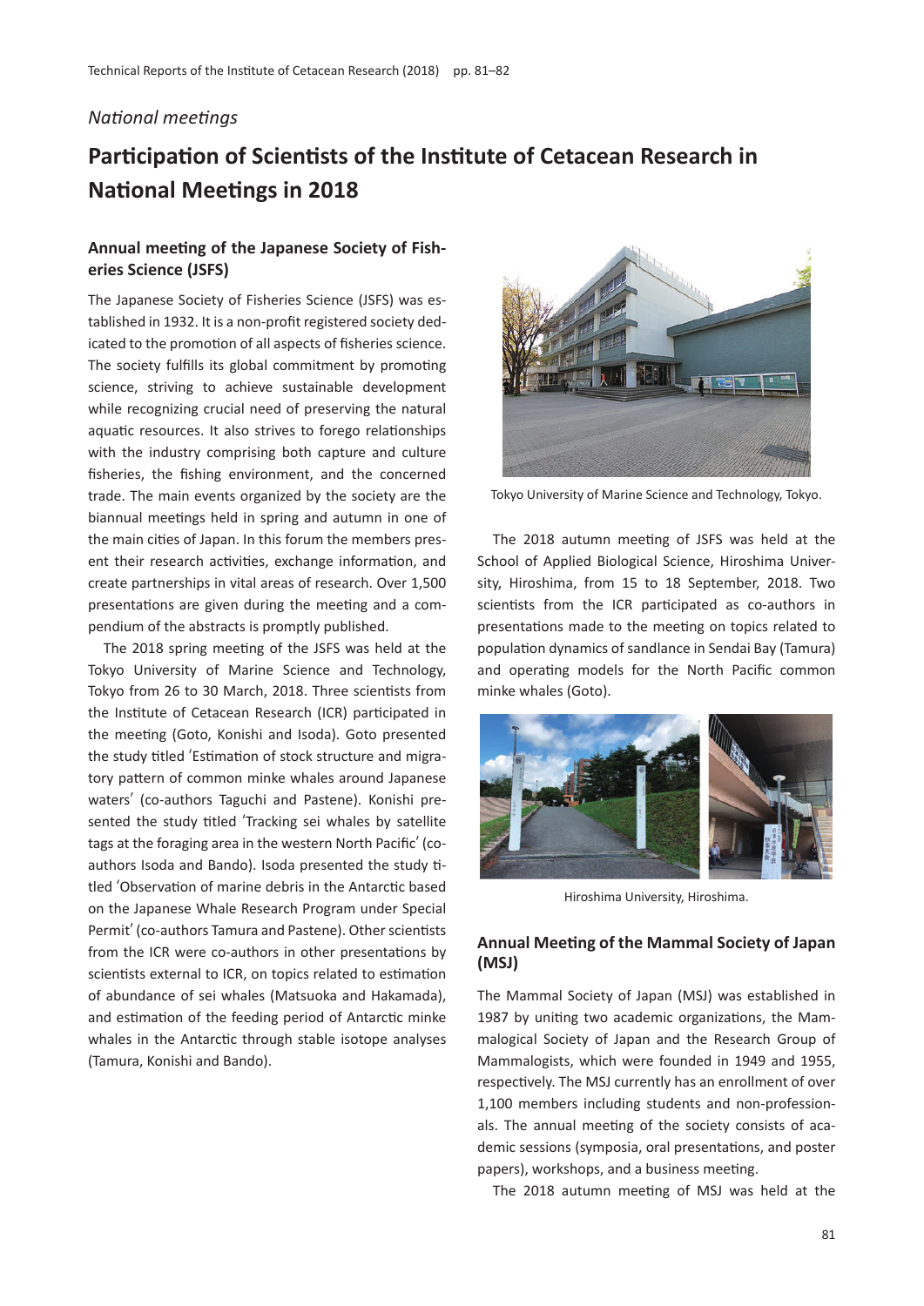*National meetings*

# Participation of Scientists of the Institute of Cetacean Research in National Meetings in 2018

## Annual meeting of the Japanese Society of Fisheries Science (JSFS)

The Japanese Society of Fisheries Science (JSFS) was established in 1932. It is a non-profit registered society dedicated to the promotion of all aspects of fisheries science. The society fulfills its global commitment by promoting science, striving to achieve sustainable development while recognizing crucial need of preserving the natural aquatic resources. It also strives to forego relationships with the industry comprising both capture and culture fisheries, the fishing environment, and the concerned trade. The main events organized by the society are the biannual meetings held in spring and autumn in one of the main cities of Japan. In this forum the members present their research activities, exchange information, and create partnerships in vital areas of research. Over 1,500 presentations are given during the meeting and a compendium of the abstracts is promptly published.

The 2018 spring meeting of the JSFS was held at the Tokyo University of Marine Science and Technology, Tokyo from 26 to 30 March, 2018. Three scientists from the Institute of Cetacean Research (ICR) participated in the meeting (Goto, Konishi and Isoda). Goto presented the study titled 'Estimation of stock structure and migratory pattern of common minke whales around Japanese waters' (co-authors Taguchi and Pastene). Konishi presented the study titled 'Tracking sei whales by satellite tags at the foraging area in the western North Pacific' (co-authors Isoda and Bando). Isoda presented the study titled 'Observation of marine debris in the Antarctic based on the Japanese Whale Research Program under Special Permit' (co-authors Tamura and Pastene). Other scientists from the ICR were co-authors in other presentations by scientists external to ICR, on topics related to estimation of abundance of sei whales (Matsuoka and Hakamada), and estimation of the feeding period of Antarctic minke whales in the Antarctic through stable isotope analyses (Tamura, Konishi and Bando).

Tokyo University of Marine Science and Technology, Tokyo.

The 2018 autumn meeting of JSFS was held at the School of Applied Biological Science, Hiroshima University, Hiroshima, from 15 to 18 September, 2018. Two scientists from the ICR participated as co-authors in presentations made to the meeting on topics related to population dynamics of sandlance in Sendai Bay (Tamura) and operating models for the North Pacific common minke whales (Goto).

Hiroshima University, Hiroshima.

## Annual Meeting of the Mammal Society of Japan (MSJ)

The Mammal Society of Japan (MSJ) was established in 1987 by uniting two academic organizations, the Mammalogical Society of Japan and the Research Group of Mammalogists, which were founded in 1949 and 1955, respectively. The MSJ currently has an enrollment of over 1,100 members including students and non-professionals. The annual meeting of the society consists of academic sessions (symposia, oral presentations, and poster papers), workshops, and a business meeting.

The 2018 autumn meeting of MSJ was held at the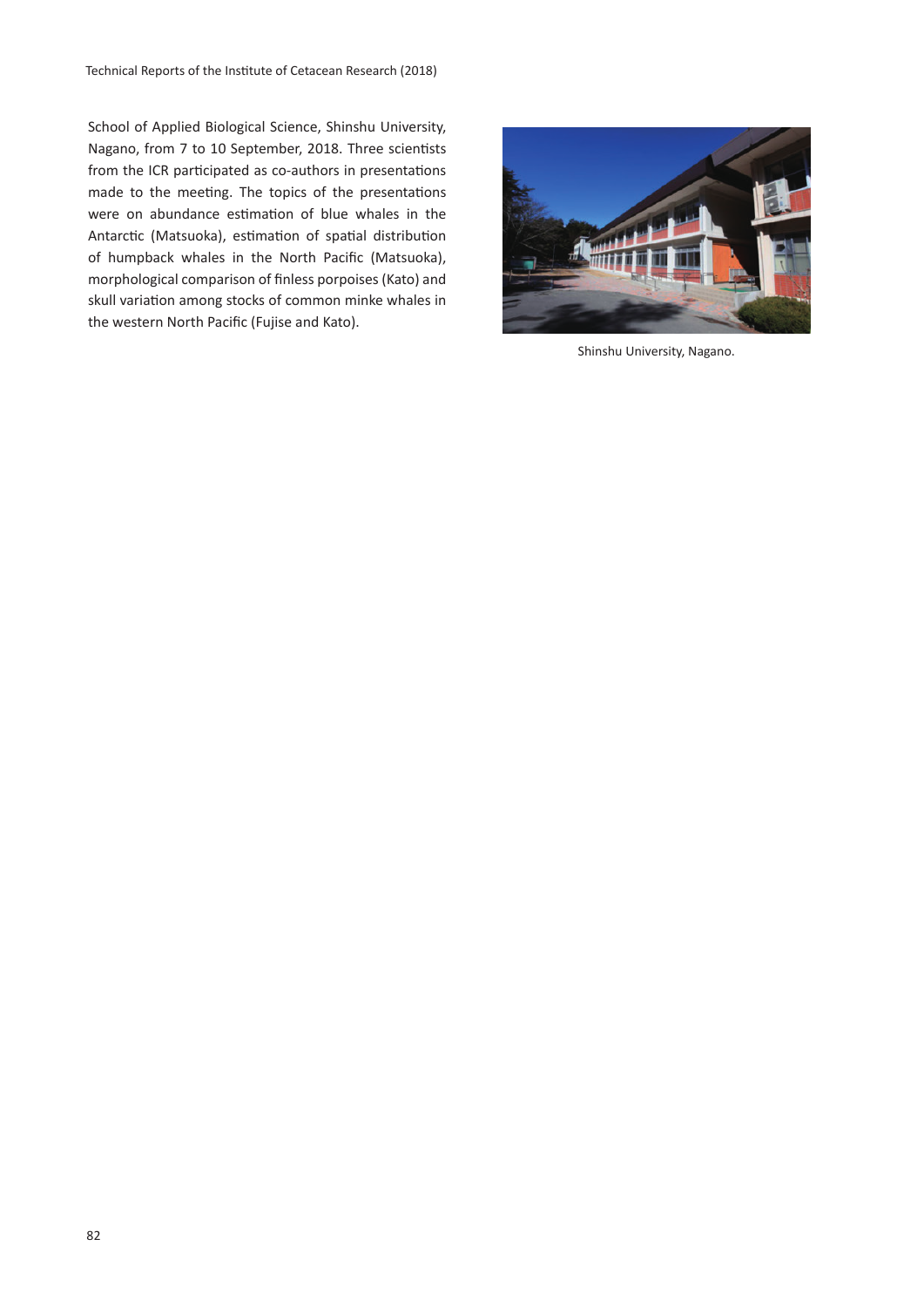School of Applied Biological Science, Shinshu University, Nagano, from 7 to 10 September, 2018. Three scientists from the ICR participated as co-authors in presentations made to the meeting. The topics of the presentations were on abundance estimation of blue whales in the Antarctic (Matsuoka), estimation of spatial distribution of humpback whales in the North Pacific (Matsuoka), morphological comparison of finless porpoises (Kato) and skull variation among stocks of common minke whales in the western North Pacific (Fujise and Kato).

Shinshu University, Nagano.